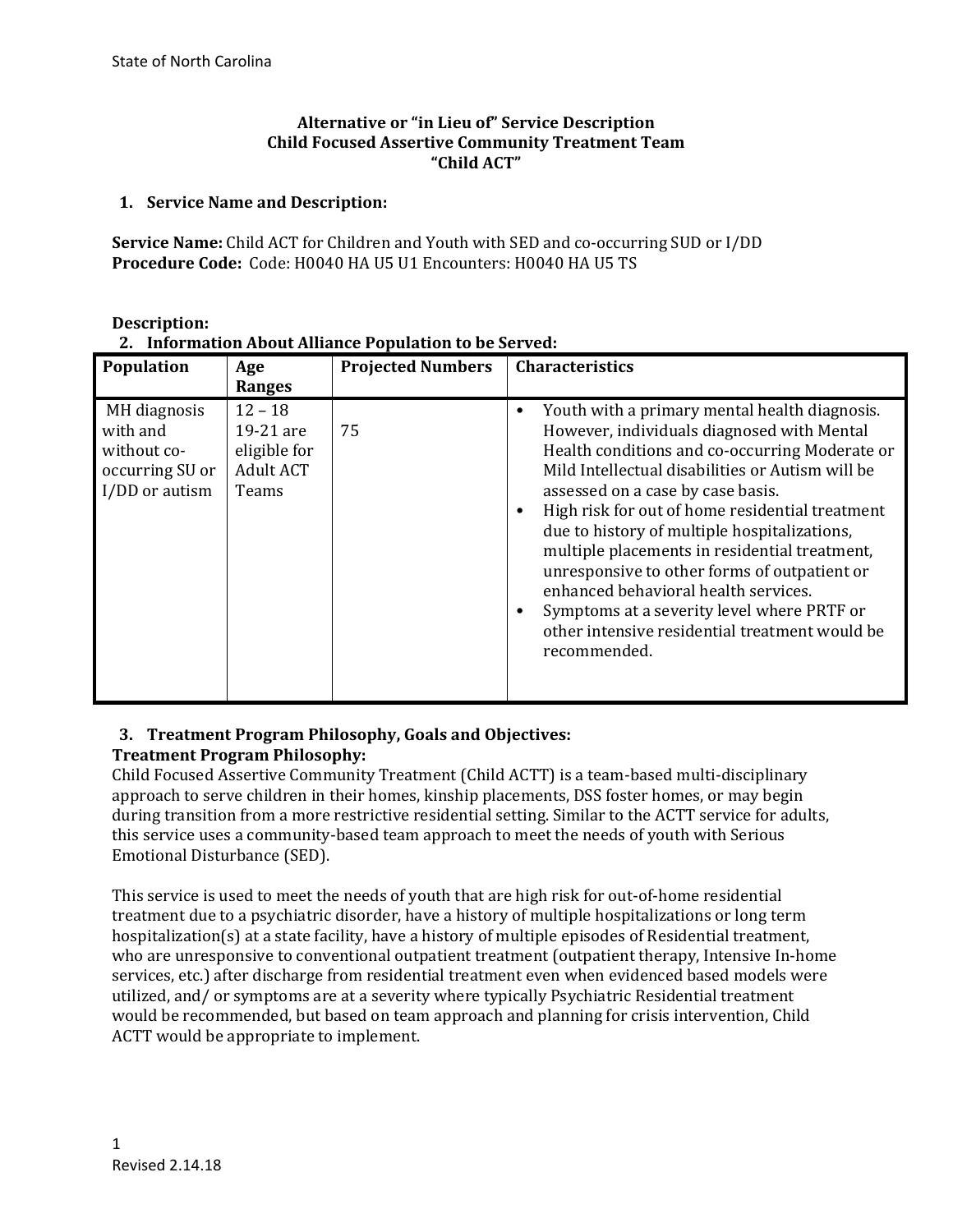State of North Carolina

# Alternative or "in Lieu of" Service Description
# Child Focused Assertive Community Treatment Team
# "Child ACT"

## 1. Service Name and Description:

**Service Name:** Child ACT for Children and Youth with SED and co-occurring SUD or I/DD
**Procedure Code:** Code: H0040 HA U5 U1 Encounters: H0040 HA U5 TS

**Description:**

## 2. Information About Alliance Population to be Served:

| Population | Age Ranges | Projected Numbers | Characteristics |
|---|---|---|---|
| MH diagnosis with and without co-occurring SU or I/DD or autism | 12 – 18<br>19-21 are eligible for Adult ACT Teams | 75 | • Youth with a primary mental health diagnosis. However, individuals diagnosed with Mental Health conditions and co-occurring Moderate or Mild Intellectual disabilities or Autism will be assessed on a case by case basis.<br>• High risk for out of home residential treatment due to history of multiple hospitalizations, multiple placements in residential treatment, unresponsive to other forms of outpatient or enhanced behavioral health services.<br>• Symptoms at a severity level where PRTF or other intensive residential treatment would be recommended. |

## 3. Treatment Program Philosophy, Goals and Objectives:

**Treatment Program Philosophy:**

Child Focused Assertive Community Treatment (Child ACTT) is a team-based multi-disciplinary approach to serve children in their homes, kinship placements, DSS foster homes, or may begin during transition from a more restrictive residential setting. Similar to the ACTT service for adults, this service uses a community-based team approach to meet the needs of youth with Serious Emotional Disturbance (SED).

This service is used to meet the needs of youth that are high risk for out-of-home residential treatment due to a psychiatric disorder, have a history of multiple hospitalizations or long term hospitalization(s) at a state facility, have a history of multiple episodes of Residential treatment, who are unresponsive to conventional outpatient treatment (outpatient therapy, Intensive In-home services, etc.) after discharge from residential treatment even when evidenced based models were utilized, and/ or symptoms are at a severity where typically Psychiatric Residential treatment would be recommended, but based on team approach and planning for crisis intervention, Child ACTT would be appropriate to implement.

Revised 2.14.18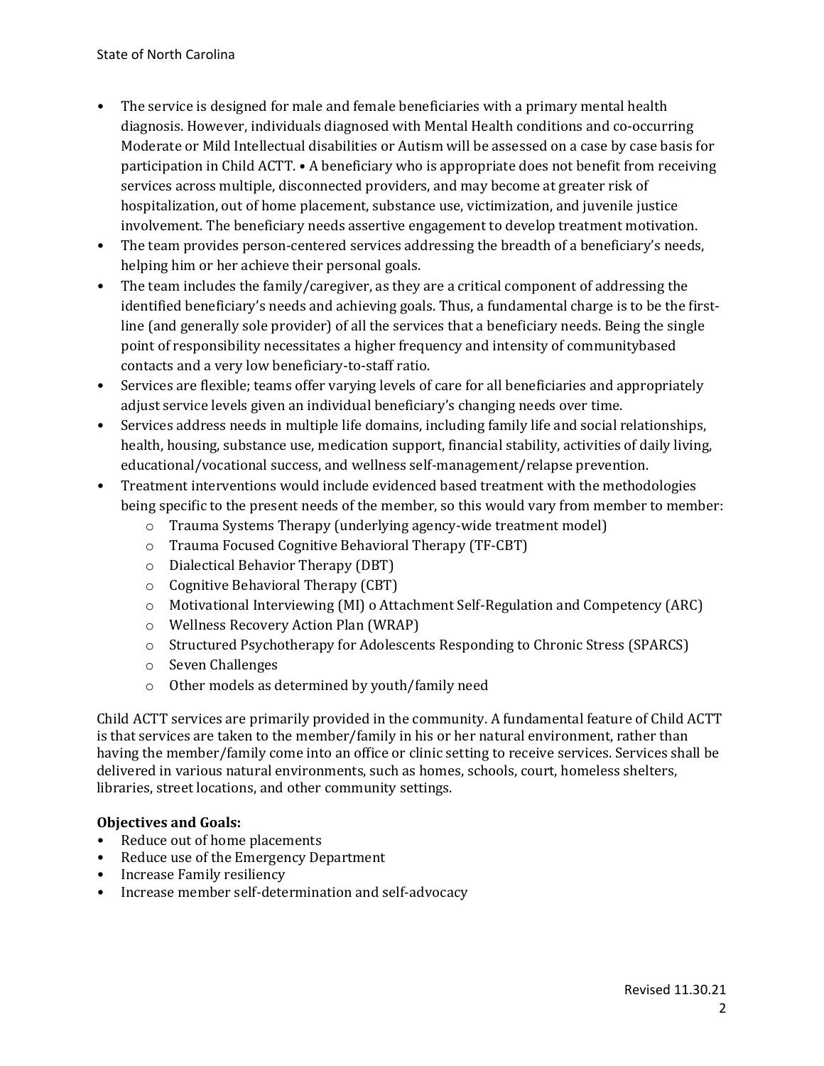- The service is designed for male and female beneficiaries with a primary mental health diagnosis. However, individuals diagnosed with Mental Health conditions and co-occurring Moderate or Mild Intellectual disabilities or Autism will be assessed on a case by case basis for participation in Child ACTT. • A beneficiary who is appropriate does not benefit from receiving services across multiple, disconnected providers, and may become at greater risk of hospitalization, out of home placement, substance use, victimization, and juvenile justice involvement. The beneficiary needs assertive engagement to develop treatment motivation.
- The team provides person-centered services addressing the breadth of a beneficiary's needs, helping him or her achieve their personal goals.
- The team includes the family/caregiver, as they are a critical component of addressing the identified beneficiary's needs and achieving goals. Thus, a fundamental charge is to be the first-line (and generally sole provider) of all the services that a beneficiary needs. Being the single point of responsibility necessitates a higher frequency and intensity of communitybased contacts and a very low beneficiary-to-staff ratio.
- Services are flexible; teams offer varying levels of care for all beneficiaries and appropriately adjust service levels given an individual beneficiary's changing needs over time.
- Services address needs in multiple life domains, including family life and social relationships, health, housing, substance use, medication support, financial stability, activities of daily living, educational/vocational success, and wellness self-management/relapse prevention.
- Treatment interventions would include evidenced based treatment with the methodologies being specific to the present needs of the member, so this would vary from member to member:
  - Trauma Systems Therapy (underlying agency-wide treatment model)
  - Trauma Focused Cognitive Behavioral Therapy (TF-CBT)
  - Dialectical Behavior Therapy (DBT)
  - Cognitive Behavioral Therapy (CBT)
  - Motivational Interviewing (MI) o Attachment Self-Regulation and Competency (ARC)
  - Wellness Recovery Action Plan (WRAP)
  - Structured Psychotherapy for Adolescents Responding to Chronic Stress (SPARCS)
  - Seven Challenges
  - Other models as determined by youth/family need

Child ACTT services are primarily provided in the community. A fundamental feature of Child ACTT is that services are taken to the member/family in his or her natural environment, rather than having the member/family come into an office or clinic setting to receive services. Services shall be delivered in various natural environments, such as homes, schools, court, homeless shelters, libraries, street locations, and other community settings.

**Objectives and Goals:**

- Reduce out of home placements
- Reduce use of the Emergency Department
- Increase Family resiliency
- Increase member self-determination and self-advocacy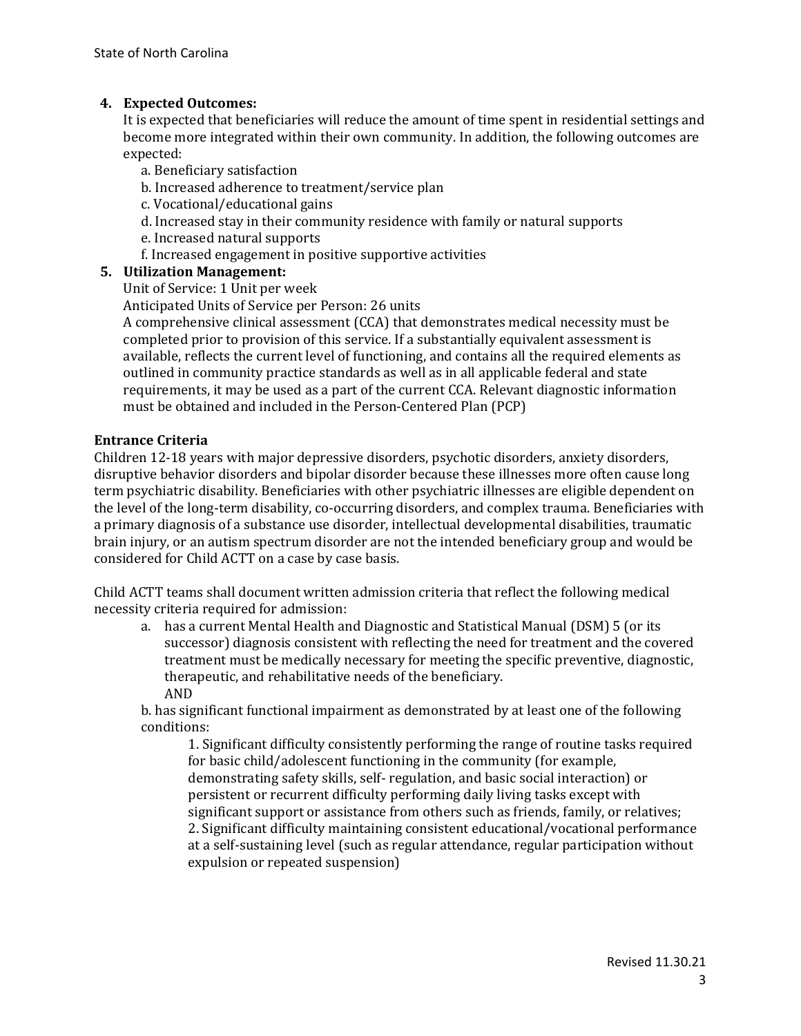4. **Expected Outcomes:**
   It is expected that beneficiaries will reduce the amount of time spent in residential settings and become more integrated within their own community. In addition, the following outcomes are expected:
   a. Beneficiary satisfaction
   b. Increased adherence to treatment/service plan
   c. Vocational/educational gains
   d. Increased stay in their community residence with family or natural supports
   e. Increased natural supports
   f. Increased engagement in positive supportive activities
5. **Utilization Management:**
   Unit of Service: 1 Unit per week
   Anticipated Units of Service per Person: 26 units
   A comprehensive clinical assessment (CCA) that demonstrates medical necessity must be completed prior to provision of this service. If a substantially equivalent assessment is available, reflects the current level of functioning, and contains all the required elements as outlined in community practice standards as well as in all applicable federal and state requirements, it may be used as a part of the current CCA. Relevant diagnostic information must be obtained and included in the Person-Centered Plan (PCP)

**Entrance Criteria**

Children 12-18 years with major depressive disorders, psychotic disorders, anxiety disorders, disruptive behavior disorders and bipolar disorder because these illnesses more often cause long term psychiatric disability. Beneficiaries with other psychiatric illnesses are eligible dependent on the level of the long-term disability, co-occurring disorders, and complex trauma. Beneficiaries with a primary diagnosis of a substance use disorder, intellectual developmental disabilities, traumatic brain injury, or an autism spectrum disorder are not the intended beneficiary group and would be considered for Child ACTT on a case by case basis.

Child ACTT teams shall document written admission criteria that reflect the following medical necessity criteria required for admission:

a. has a current Mental Health and Diagnostic and Statistical Manual (DSM) 5 (or its successor) diagnosis consistent with reflecting the need for treatment and the covered treatment must be medically necessary for meeting the specific preventive, diagnostic, therapeutic, and rehabilitative needs of the beneficiary.
   AND

b. has significant functional impairment as demonstrated by at least one of the following conditions:
   1. Significant difficulty consistently performing the range of routine tasks required for basic child/adolescent functioning in the community (for example, demonstrating safety skills, self- regulation, and basic social interaction) or persistent or recurrent difficulty performing daily living tasks except with significant support or assistance from others such as friends, family, or relatives;
   2. Significant difficulty maintaining consistent educational/vocational performance at a self-sustaining level (such as regular attendance, regular participation without expulsion or repeated suspension)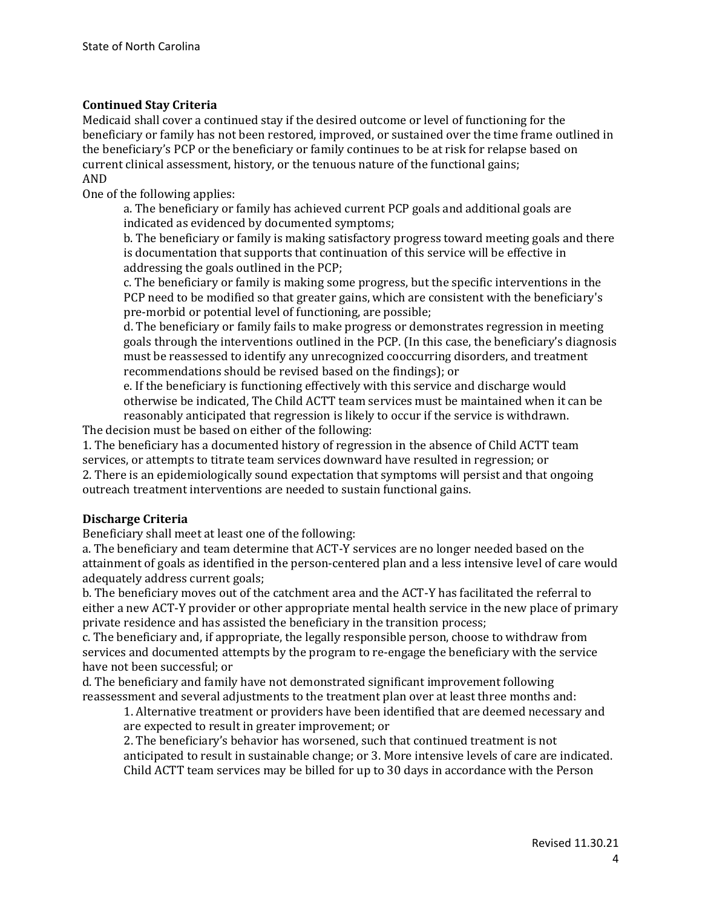**Continued Stay Criteria**

Medicaid shall cover a continued stay if the desired outcome or level of functioning for the beneficiary or family has not been restored, improved, or sustained over the time frame outlined in the beneficiary's PCP or the beneficiary or family continues to be at risk for relapse based on current clinical assessment, history, or the tenuous nature of the functional gains;

AND

One of the following applies:

a. The beneficiary or family has achieved current PCP goals and additional goals are indicated as evidenced by documented symptoms;

b. The beneficiary or family is making satisfactory progress toward meeting goals and there is documentation that supports that continuation of this service will be effective in addressing the goals outlined in the PCP;

c. The beneficiary or family is making some progress, but the specific interventions in the PCP need to be modified so that greater gains, which are consistent with the beneficiary's pre-morbid or potential level of functioning, are possible;

d. The beneficiary or family fails to make progress or demonstrates regression in meeting goals through the interventions outlined in the PCP. (In this case, the beneficiary's diagnosis must be reassessed to identify any unrecognized cooccurring disorders, and treatment recommendations should be revised based on the findings); or

e. If the beneficiary is functioning effectively with this service and discharge would otherwise be indicated, The Child ACTT team services must be maintained when it can be reasonably anticipated that regression is likely to occur if the service is withdrawn.

The decision must be based on either of the following:

1. The beneficiary has a documented history of regression in the absence of Child ACTT team services, or attempts to titrate team services downward have resulted in regression; or
2. There is an epidemiologically sound expectation that symptoms will persist and that ongoing outreach treatment interventions are needed to sustain functional gains.

**Discharge Criteria**

Beneficiary shall meet at least one of the following:

a. The beneficiary and team determine that ACT-Y services are no longer needed based on the attainment of goals as identified in the person-centered plan and a less intensive level of care would adequately address current goals;

b. The beneficiary moves out of the catchment area and the ACT-Y has facilitated the referral to either a new ACT-Y provider or other appropriate mental health service in the new place of primary private residence and has assisted the beneficiary in the transition process;

c. The beneficiary and, if appropriate, the legally responsible person, choose to withdraw from services and documented attempts by the program to re-engage the beneficiary with the service have not been successful; or

d. The beneficiary and family have not demonstrated significant improvement following reassessment and several adjustments to the treatment plan over at least three months and:

1. Alternative treatment or providers have been identified that are deemed necessary and are expected to result in greater improvement; or
2. The beneficiary's behavior has worsened, such that continued treatment is not anticipated to result in sustainable change; or 3. More intensive levels of care are indicated. Child ACTT team services may be billed for up to 30 days in accordance with the Person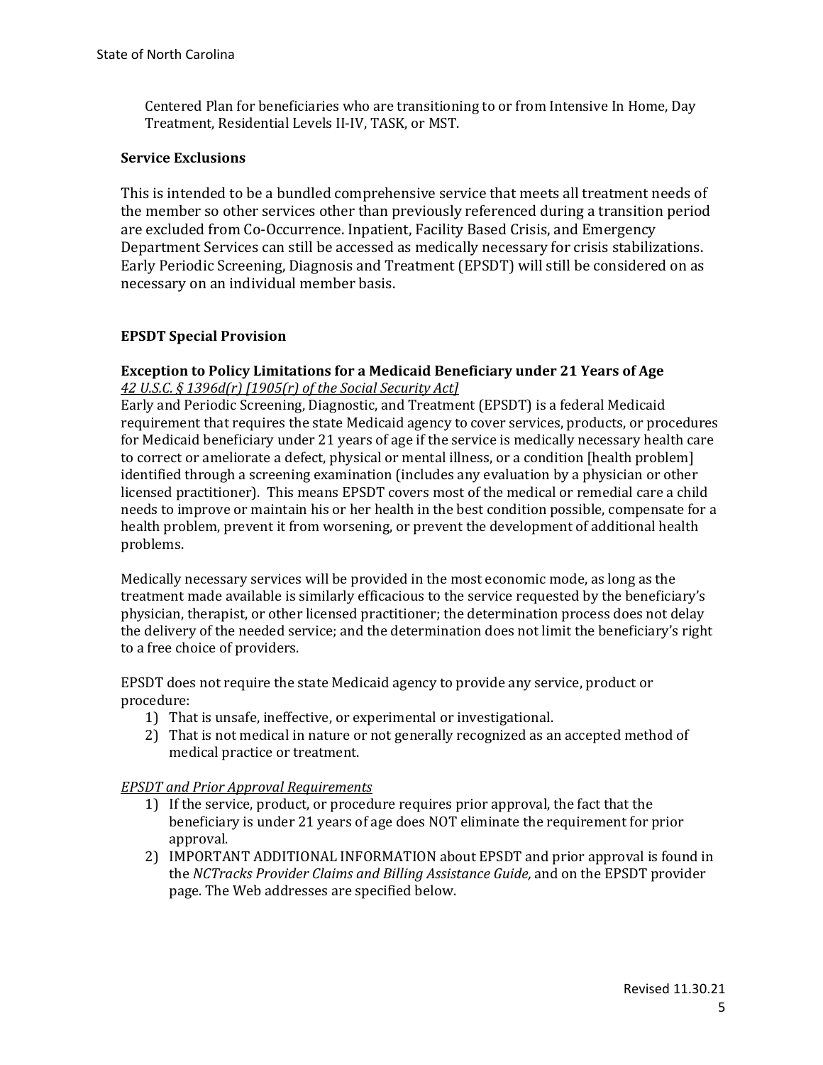Centered Plan for beneficiaries who are transitioning to or from Intensive In Home, Day Treatment, Residential Levels II-IV, TASK, or MST.

**Service Exclusions**

This is intended to be a bundled comprehensive service that meets all treatment needs of the member so other services other than previously referenced during a transition period are excluded from Co-Occurrence. Inpatient, Facility Based Crisis, and Emergency Department Services can still be accessed as medically necessary for crisis stabilizations. Early Periodic Screening, Diagnosis and Treatment (EPSDT) will still be considered on as necessary on an individual member basis.

**EPSDT Special Provision**

**Exception to Policy Limitations for a Medicaid Beneficiary under 21 Years of Age**
*42 U.S.C. § 1396d(r) [1905(r) of the Social Security Act]*
Early and Periodic Screening, Diagnostic, and Treatment (EPSDT) is a federal Medicaid requirement that requires the state Medicaid agency to cover services, products, or procedures for Medicaid beneficiary under 21 years of age if the service is medically necessary health care to correct or ameliorate a defect, physical or mental illness, or a condition [health problem] identified through a screening examination (includes any evaluation by a physician or other licensed practitioner). This means EPSDT covers most of the medical or remedial care a child needs to improve or maintain his or her health in the best condition possible, compensate for a health problem, prevent it from worsening, or prevent the development of additional health problems.

Medically necessary services will be provided in the most economic mode, as long as the treatment made available is similarly efficacious to the service requested by the beneficiary's physician, therapist, or other licensed practitioner; the determination process does not delay the delivery of the needed service; and the determination does not limit the beneficiary's right to a free choice of providers.

EPSDT does not require the state Medicaid agency to provide any service, product or procedure:

1) That is unsafe, ineffective, or experimental or investigational.
2) That is not medical in nature or not generally recognized as an accepted method of medical practice or treatment.

*EPSDT and Prior Approval Requirements*

1) If the service, product, or procedure requires prior approval, the fact that the beneficiary is under 21 years of age does NOT eliminate the requirement for prior approval.
2) IMPORTANT ADDITIONAL INFORMATION about EPSDT and prior approval is found in the *NCTracks Provider Claims and Billing Assistance Guide,* and on the EPSDT provider page. The Web addresses are specified below.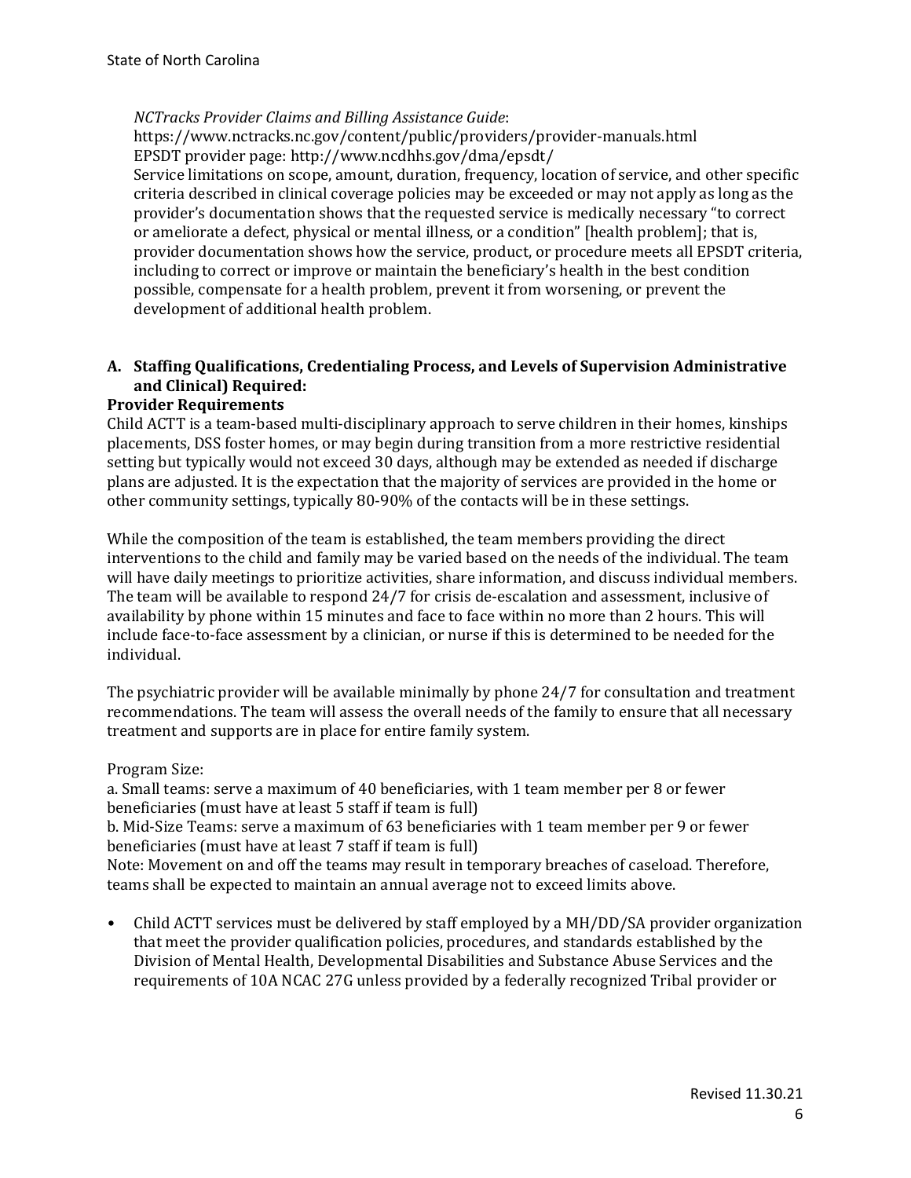*NCTracks Provider Claims and Billing Assistance Guide*:
https://www.nctracks.nc.gov/content/public/providers/provider-manuals.html
EPSDT provider page: http://www.ncdhhs.gov/dma/epsdt/
Service limitations on scope, amount, duration, frequency, location of service, and other specific criteria described in clinical coverage policies may be exceeded or may not apply as long as the provider's documentation shows that the requested service is medically necessary "to correct or ameliorate a defect, physical or mental illness, or a condition" [health problem]; that is, provider documentation shows how the service, product, or procedure meets all EPSDT criteria, including to correct or improve or maintain the beneficiary's health in the best condition possible, compensate for a health problem, prevent it from worsening, or prevent the development of additional health problem.

**A. Staffing Qualifications, Credentialing Process, and Levels of Supervision Administrative and Clinical) Required:**

**Provider Requirements**

Child ACTT is a team-based multi-disciplinary approach to serve children in their homes, kinships placements, DSS foster homes, or may begin during transition from a more restrictive residential setting but typically would not exceed 30 days, although may be extended as needed if discharge plans are adjusted. It is the expectation that the majority of services are provided in the home or other community settings, typically 80-90% of the contacts will be in these settings.

While the composition of the team is established, the team members providing the direct interventions to the child and family may be varied based on the needs of the individual. The team will have daily meetings to prioritize activities, share information, and discuss individual members. The team will be available to respond 24/7 for crisis de-escalation and assessment, inclusive of availability by phone within 15 minutes and face to face within no more than 2 hours. This will include face-to-face assessment by a clinician, or nurse if this is determined to be needed for the individual.

The psychiatric provider will be available minimally by phone 24/7 for consultation and treatment recommendations. The team will assess the overall needs of the family to ensure that all necessary treatment and supports are in place for entire family system.

Program Size:
a. Small teams: serve a maximum of 40 beneficiaries, with 1 team member per 8 or fewer beneficiaries (must have at least 5 staff if team is full)
b. Mid-Size Teams: serve a maximum of 63 beneficiaries with 1 team member per 9 or fewer beneficiaries (must have at least 7 staff if team is full)
Note: Movement on and off the teams may result in temporary breaches of caseload. Therefore, teams shall be expected to maintain an annual average not to exceed limits above.

- Child ACTT services must be delivered by staff employed by a MH/DD/SA provider organization that meet the provider qualification policies, procedures, and standards established by the Division of Mental Health, Developmental Disabilities and Substance Abuse Services and the requirements of 10A NCAC 27G unless provided by a federally recognized Tribal provider or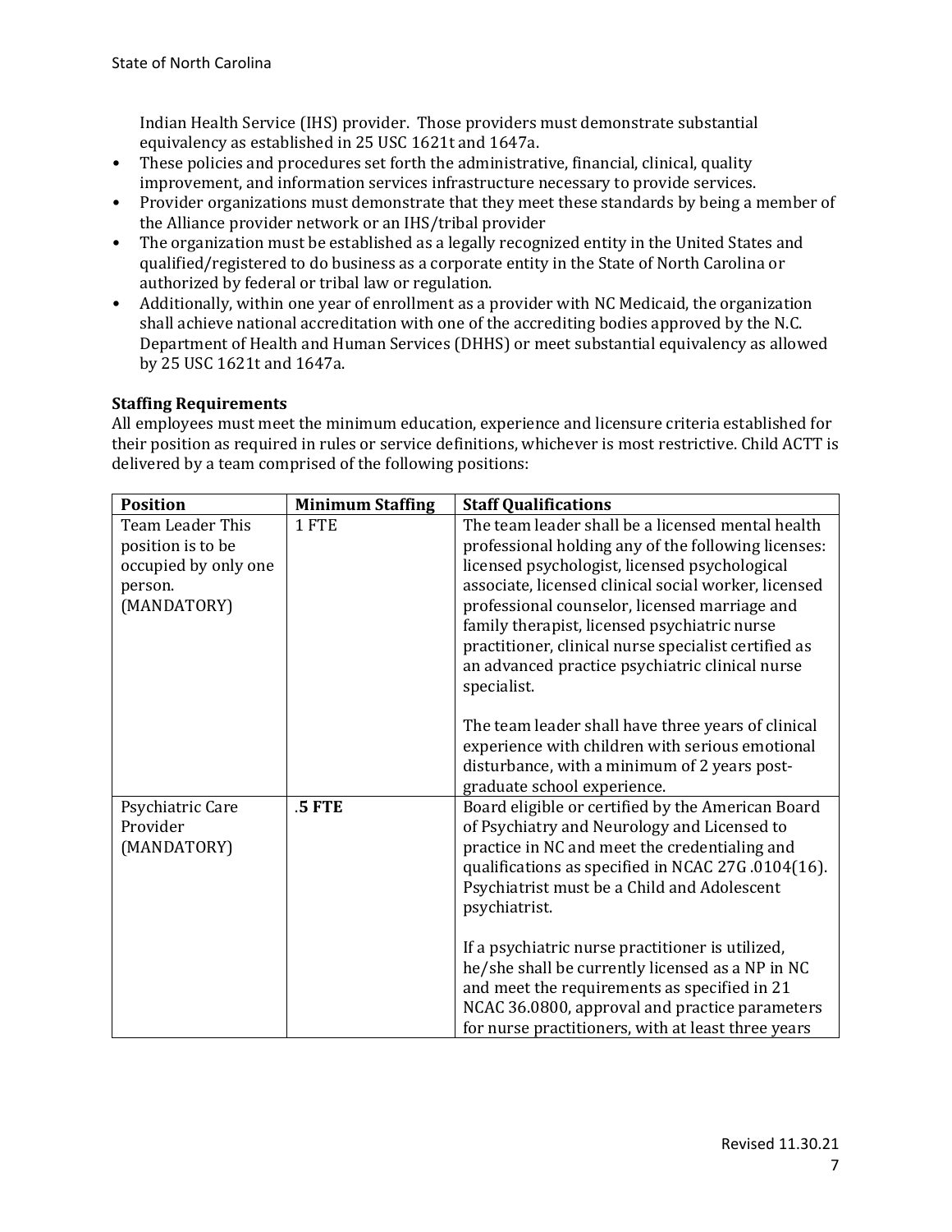Indian Health Service (IHS) provider. Those providers must demonstrate substantial equivalency as established in 25 USC 1621t and 1647a.

- These policies and procedures set forth the administrative, financial, clinical, quality improvement, and information services infrastructure necessary to provide services.
- Provider organizations must demonstrate that they meet these standards by being a member of the Alliance provider network or an IHS/tribal provider
- The organization must be established as a legally recognized entity in the United States and qualified/registered to do business as a corporate entity in the State of North Carolina or authorized by federal or tribal law or regulation.
- Additionally, within one year of enrollment as a provider with NC Medicaid, the organization shall achieve national accreditation with one of the accrediting bodies approved by the N.C. Department of Health and Human Services (DHHS) or meet substantial equivalency as allowed by 25 USC 1621t and 1647a.

**Staffing Requirements**

All employees must meet the minimum education, experience and licensure criteria established for their position as required in rules or service definitions, whichever is most restrictive. Child ACTT is delivered by a team comprised of the following positions:

| Position | Minimum Staffing | Staff Qualifications |
|---|---|---|
| Team Leader This position is to be occupied by only one person. (MANDATORY) | 1 FTE | The team leader shall be a licensed mental health professional holding any of the following licenses: licensed psychologist, licensed psychological associate, licensed clinical social worker, licensed professional counselor, licensed marriage and family therapist, licensed psychiatric nurse practitioner, clinical nurse specialist certified as an advanced practice psychiatric clinical nurse specialist.<br><br>The team leader shall have three years of clinical experience with children with serious emotional disturbance, with a minimum of 2 years post-graduate school experience. |
| Psychiatric Care Provider (MANDATORY) | **.5 FTE** | Board eligible or certified by the American Board of Psychiatry and Neurology and Licensed to practice in NC and meet the credentialing and qualifications as specified in NCAC 27G .0104(16). Psychiatrist must be a Child and Adolescent psychiatrist.<br><br>If a psychiatric nurse practitioner is utilized, he/she shall be currently licensed as a NP in NC and meet the requirements as specified in 21 NCAC 36.0800, approval and practice parameters for nurse practitioners, with at least three years |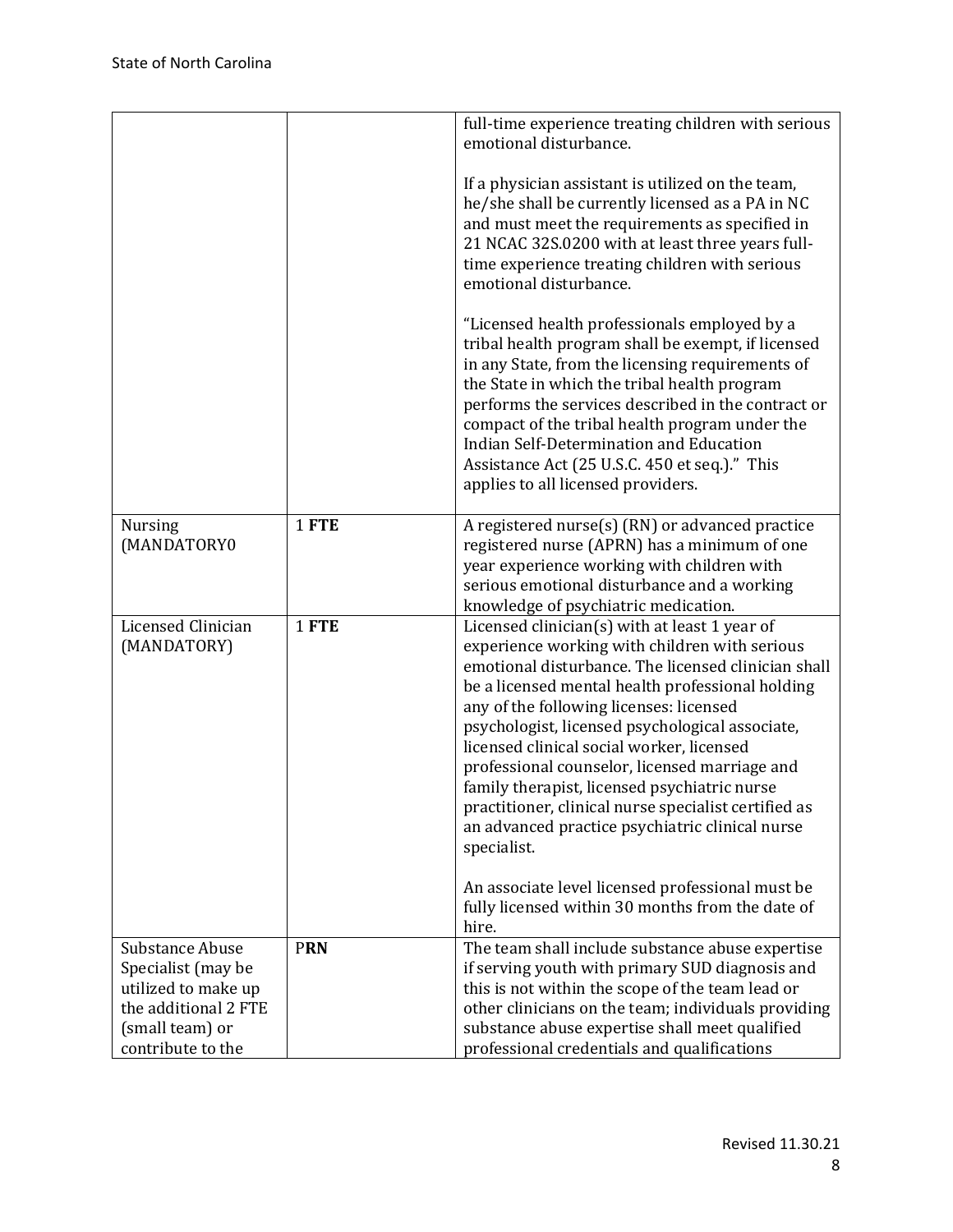| | | |
|---|---|---|
| | | full-time experience treating children with serious emotional disturbance.<br><br>If a physician assistant is utilized on the team, he/she shall be currently licensed as a PA in NC and must meet the requirements as specified in 21 NCAC 32S.0200 with at least three years full-time experience treating children with serious emotional disturbance.<br><br>“Licensed health professionals employed by a tribal health program shall be exempt, if licensed in any State, from the licensing requirements of the State in which the tribal health program performs the services described in the contract or compact of the tribal health program under the Indian Self-Determination and Education Assistance Act (25 U.S.C. 450 et seq.).” This applies to all licensed providers. |
| Nursing (MANDATORY0 | 1 **FTE** | A registered nurse(s) (RN) or advanced practice registered nurse (APRN) has a minimum of one year experience working with children with serious emotional disturbance and a working knowledge of psychiatric medication. |
| Licensed Clinician (MANDATORY) | 1 **FTE** | Licensed clinician(s) with at least 1 year of experience working with children with serious emotional disturbance. The licensed clinician shall be a licensed mental health professional holding any of the following licenses: licensed psychologist, licensed psychological associate, licensed clinical social worker, licensed professional counselor, licensed marriage and family therapist, licensed psychiatric nurse practitioner, clinical nurse specialist certified as an advanced practice psychiatric clinical nurse specialist.<br><br>An associate level licensed professional must be fully licensed within 30 months from the date of hire. |
| Substance Abuse Specialist (may be utilized to make up the additional 2 FTE (small team) or contribute to the | P**RN** | The team shall include substance abuse expertise if serving youth with primary SUD diagnosis and this is not within the scope of the team lead or other clinicians on the team; individuals providing substance abuse expertise shall meet qualified professional credentials and qualifications |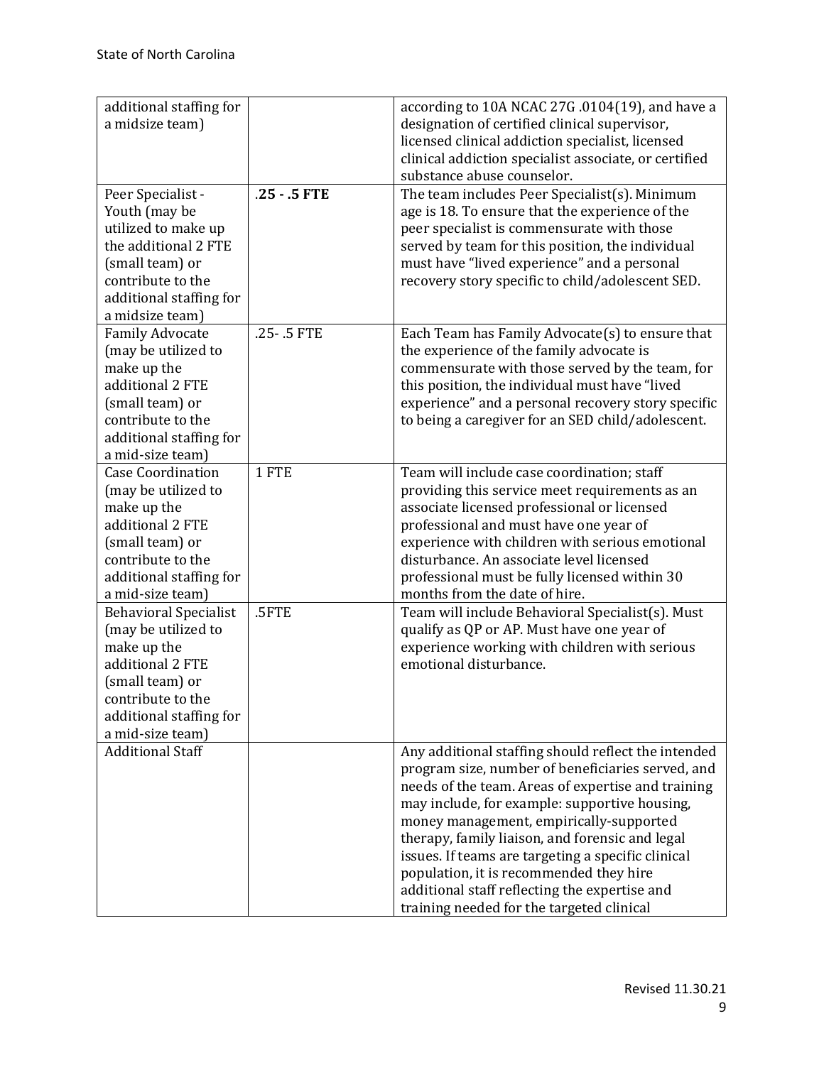| | | |
|---|---|---|
| additional staffing for a midsize team) | | according to 10A NCAC 27G .0104(19), and have a designation of certified clinical supervisor, licensed clinical addiction specialist, licensed clinical addiction specialist associate, or certified substance abuse counselor. |
| Peer Specialist - Youth (may be utilized to make up the additional 2 FTE (small team) or contribute to the additional staffing for a midsize team) | **.25 - .5 FTE** | The team includes Peer Specialist(s). Minimum age is 18. To ensure that the experience of the peer specialist is commensurate with those served by team for this position, the individual must have "lived experience" and a personal recovery story specific to child/adolescent SED. |
| Family Advocate (may be utilized to make up the additional 2 FTE (small team) or contribute to the additional staffing for a mid-size team) | .25- .5 FTE | Each Team has Family Advocate(s) to ensure that the experience of the family advocate is commensurate with those served by the team, for this position, the individual must have "lived experience" and a personal recovery story specific to being a caregiver for an SED child/adolescent. |
| Case Coordination (may be utilized to make up the additional 2 FTE (small team) or contribute to the additional staffing for a mid-size team) | 1 FTE | Team will include case coordination; staff providing this service meet requirements as an associate licensed professional or licensed professional and must have one year of experience with children with serious emotional disturbance. An associate level licensed professional must be fully licensed within 30 months from the date of hire. |
| Behavioral Specialist (may be utilized to make up the additional 2 FTE (small team) or contribute to the additional staffing for a mid-size team) | .5FTE | Team will include Behavioral Specialist(s). Must qualify as QP or AP. Must have one year of experience working with children with serious emotional disturbance. |
| Additional Staff | | Any additional staffing should reflect the intended program size, number of beneficiaries served, and needs of the team. Areas of expertise and training may include, for example: supportive housing, money management, empirically-supported therapy, family liaison, and forensic and legal issues. If teams are targeting a specific clinical population, it is recommended they hire additional staff reflecting the expertise and training needed for the targeted clinical |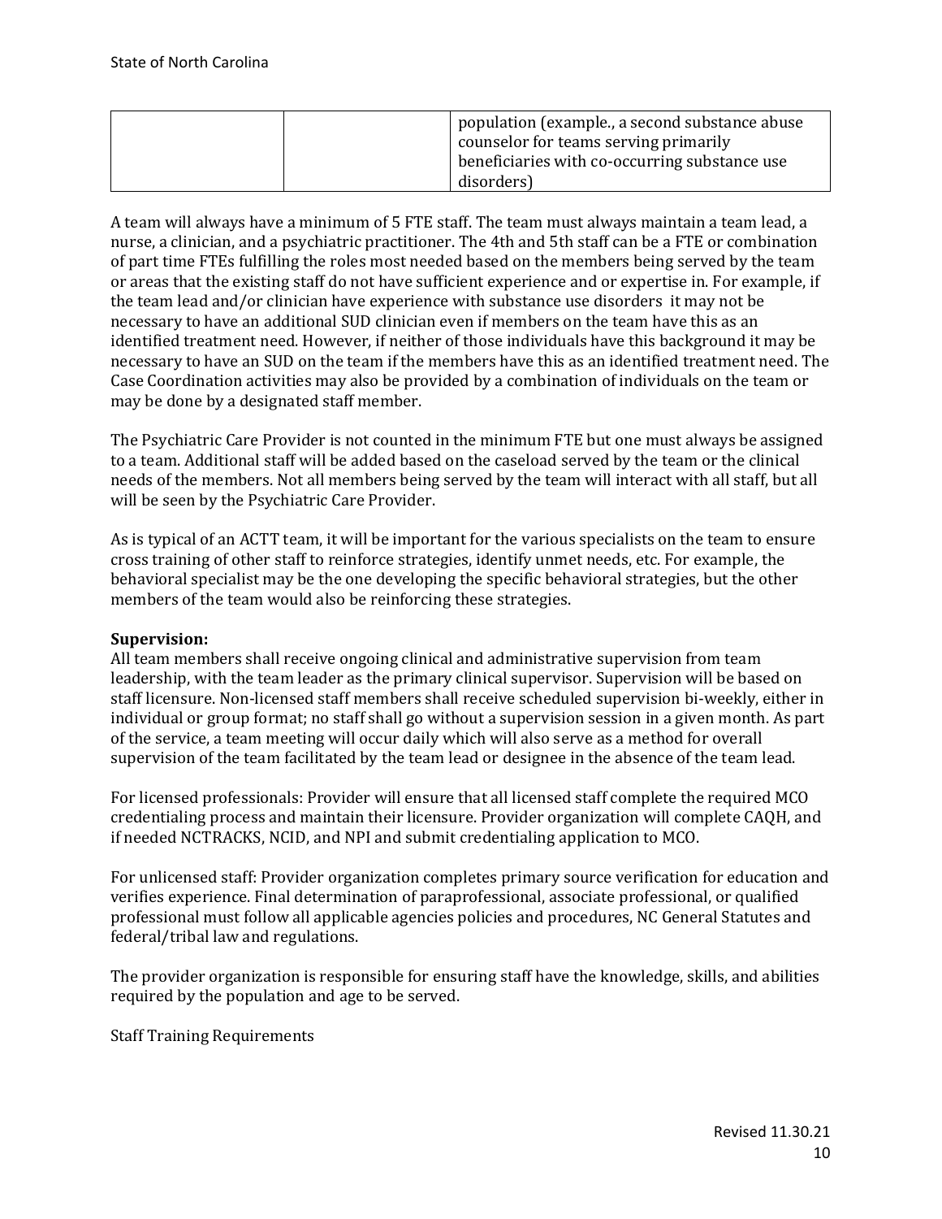| | | population (example., a second substance abuse counselor for teams serving primarily beneficiaries with co-occurring substance use disorders) |
|---|---|---|

A team will always have a minimum of 5 FTE staff. The team must always maintain a team lead, a nurse, a clinician, and a psychiatric practitioner. The 4th and 5th staff can be a FTE or combination of part time FTEs fulfilling the roles most needed based on the members being served by the team or areas that the existing staff do not have sufficient experience and or expertise in. For example, if the team lead and/or clinician have experience with substance use disorders it may not be necessary to have an additional SUD clinician even if members on the team have this as an identified treatment need. However, if neither of those individuals have this background it may be necessary to have an SUD on the team if the members have this as an identified treatment need. The Case Coordination activities may also be provided by a combination of individuals on the team or may be done by a designated staff member.

The Psychiatric Care Provider is not counted in the minimum FTE but one must always be assigned to a team. Additional staff will be added based on the caseload served by the team or the clinical needs of the members. Not all members being served by the team will interact with all staff, but all will be seen by the Psychiatric Care Provider.

As is typical of an ACTT team, it will be important for the various specialists on the team to ensure cross training of other staff to reinforce strategies, identify unmet needs, etc. For example, the behavioral specialist may be the one developing the specific behavioral strategies, but the other members of the team would also be reinforcing these strategies.

**Supervision:**
All team members shall receive ongoing clinical and administrative supervision from team leadership, with the team leader as the primary clinical supervisor. Supervision will be based on staff licensure. Non-licensed staff members shall receive scheduled supervision bi-weekly, either in individual or group format; no staff shall go without a supervision session in a given month. As part of the service, a team meeting will occur daily which will also serve as a method for overall supervision of the team facilitated by the team lead or designee in the absence of the team lead.

For licensed professionals: Provider will ensure that all licensed staff complete the required MCO credentialing process and maintain their licensure. Provider organization will complete CAQH, and if needed NCTRACKS, NCID, and NPI and submit credentialing application to MCO.

For unlicensed staff: Provider organization completes primary source verification for education and verifies experience. Final determination of paraprofessional, associate professional, or qualified professional must follow all applicable agencies policies and procedures, NC General Statutes and federal/tribal law and regulations.

The provider organization is responsible for ensuring staff have the knowledge, skills, and abilities required by the population and age to be served.

Staff Training Requirements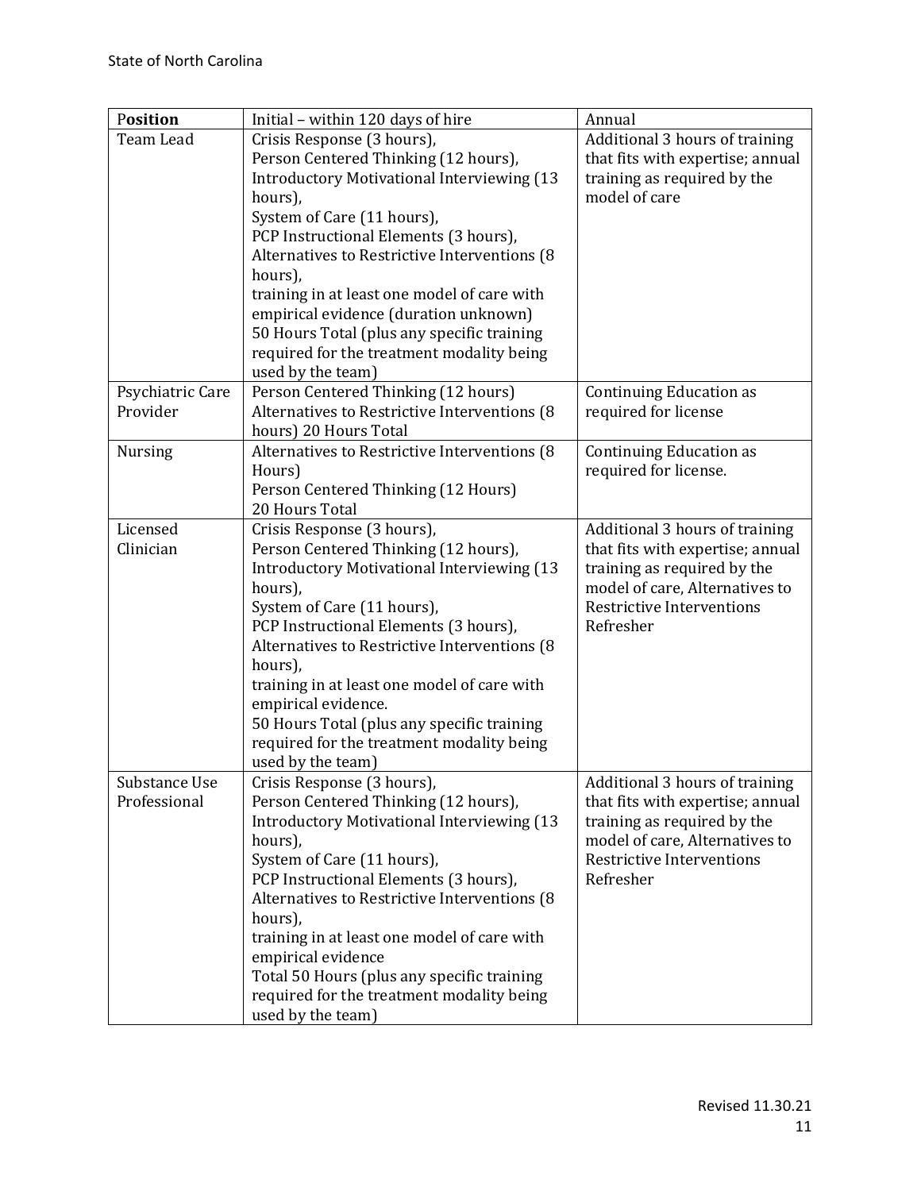| Position | Initial – within 120 days of hire | Annual |
|---|---|---|
| Team Lead | Crisis Response (3 hours), Person Centered Thinking (12 hours), Introductory Motivational Interviewing (13 hours), System of Care (11 hours), PCP Instructional Elements (3 hours), Alternatives to Restrictive Interventions (8 hours), training in at least one model of care with empirical evidence (duration unknown) 50 Hours Total (plus any specific training required for the treatment modality being used by the team) | Additional 3 hours of training that fits with expertise; annual training as required by the model of care |
| Psychiatric Care Provider | Person Centered Thinking (12 hours) Alternatives to Restrictive Interventions (8 hours) 20 Hours Total | Continuing Education as required for license |
| Nursing | Alternatives to Restrictive Interventions (8 Hours) Person Centered Thinking (12 Hours) 20 Hours Total | Continuing Education as required for license. |
| Licensed Clinician | Crisis Response (3 hours), Person Centered Thinking (12 hours), Introductory Motivational Interviewing (13 hours), System of Care (11 hours), PCP Instructional Elements (3 hours), Alternatives to Restrictive Interventions (8 hours), training in at least one model of care with empirical evidence. 50 Hours Total (plus any specific training required for the treatment modality being used by the team) | Additional 3 hours of training that fits with expertise; annual training as required by the model of care, Alternatives to Restrictive Interventions Refresher |
| Substance Use Professional | Crisis Response (3 hours), Person Centered Thinking (12 hours), Introductory Motivational Interviewing (13 hours), System of Care (11 hours), PCP Instructional Elements (3 hours), Alternatives to Restrictive Interventions (8 hours), training in at least one model of care with empirical evidence Total 50 Hours (plus any specific training required for the treatment modality being used by the team) | Additional 3 hours of training that fits with expertise; annual training as required by the model of care, Alternatives to Restrictive Interventions Refresher |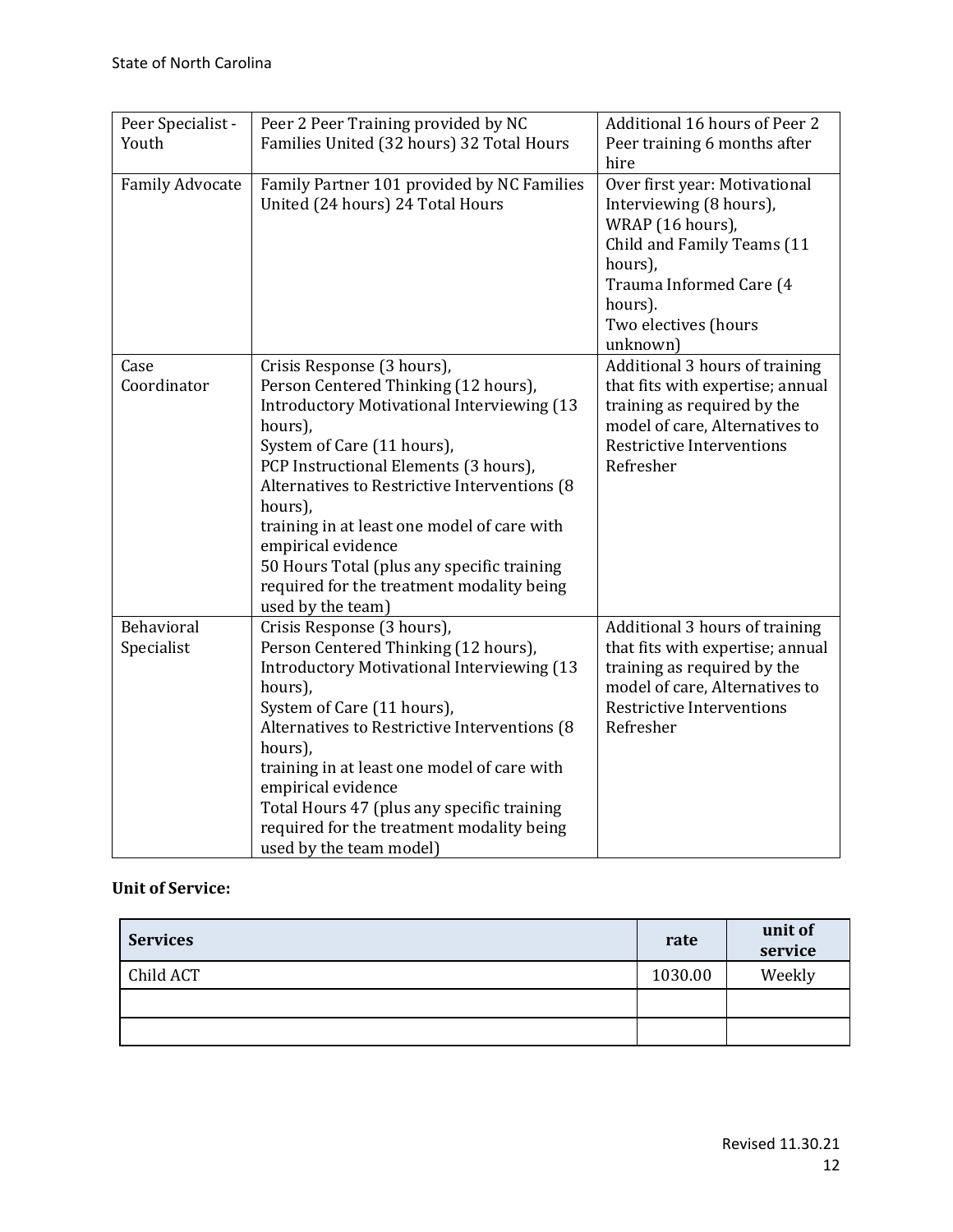| | | |
|---|---|---|
| Peer Specialist - Youth | Peer 2 Peer Training provided by NC Families United (32 hours) 32 Total Hours | Additional 16 hours of Peer 2 Peer training 6 months after hire |
| Family Advocate | Family Partner 101 provided by NC Families United (24 hours) 24 Total Hours | Over first year: Motivational Interviewing (8 hours), WRAP (16 hours), Child and Family Teams (11 hours), Trauma Informed Care (4 hours). Two electives (hours unknown) |
| Case Coordinator | Crisis Response (3 hours), Person Centered Thinking (12 hours), Introductory Motivational Interviewing (13 hours), System of Care (11 hours), PCP Instructional Elements (3 hours), Alternatives to Restrictive Interventions (8 hours), training in at least one model of care with empirical evidence 50 Hours Total (plus any specific training required for the treatment modality being used by the team) | Additional 3 hours of training that fits with expertise; annual training as required by the model of care, Alternatives to Restrictive Interventions Refresher |
| Behavioral Specialist | Crisis Response (3 hours), Person Centered Thinking (12 hours), Introductory Motivational Interviewing (13 hours), System of Care (11 hours), Alternatives to Restrictive Interventions (8 hours), training in at least one model of care with empirical evidence Total Hours 47 (plus any specific training required for the treatment modality being used by the team model) | Additional 3 hours of training that fits with expertise; annual training as required by the model of care, Alternatives to Restrictive Interventions Refresher |

**Unit of Service:**

| Services | rate | unit of service |
|---|---|---|
| Child ACT | 1030.00 | Weekly |
| | | |
| | | |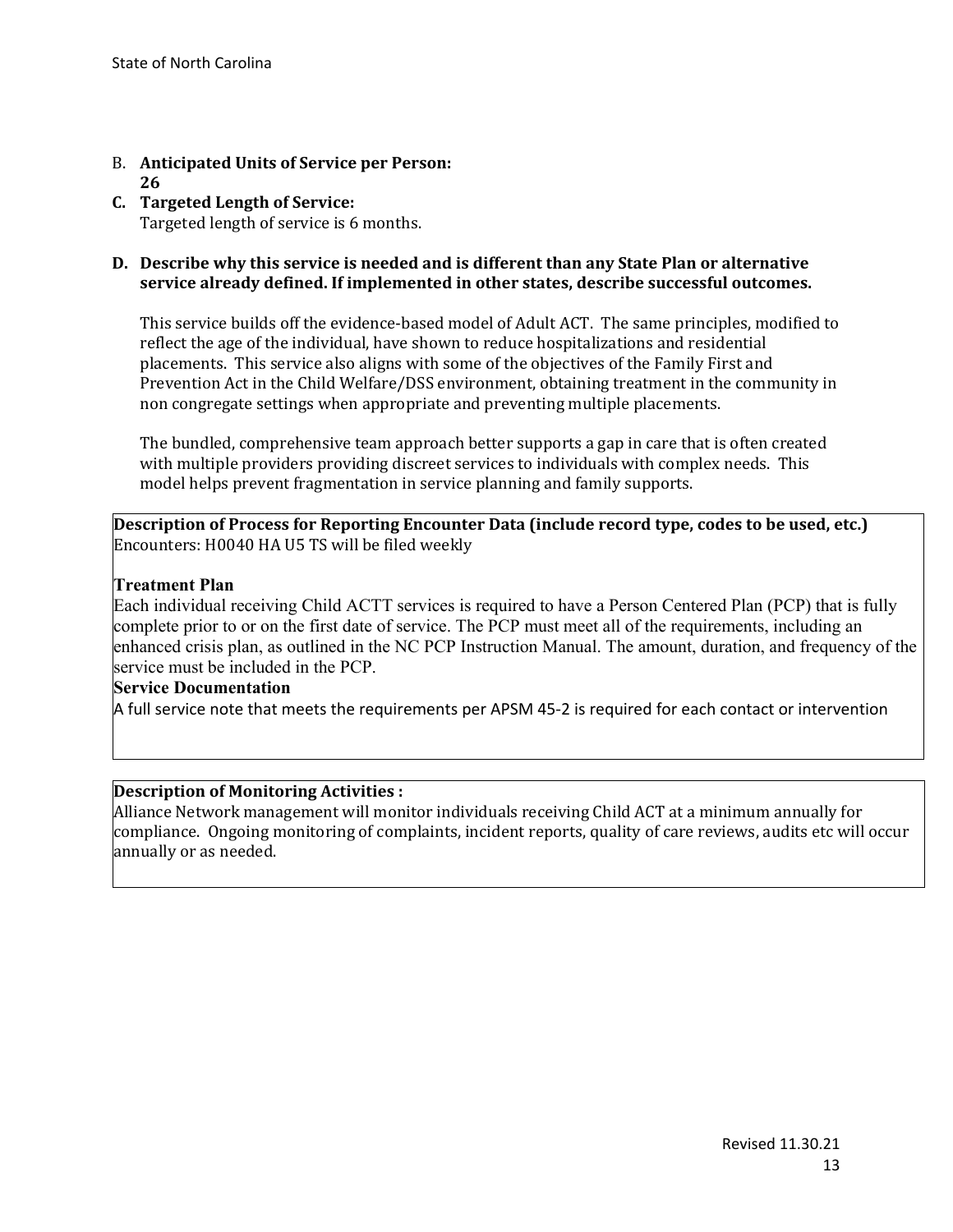B. **Anticipated Units of Service per Person:**
   **26**

**C. Targeted Length of Service:**
   Targeted length of service is 6 months.

**D. Describe why this service is needed and is different than any State Plan or alternative service already defined. If implemented in other states, describe successful outcomes.**

This service builds off the evidence-based model of Adult ACT. The same principles, modified to reflect the age of the individual, have shown to reduce hospitalizations and residential placements. This service also aligns with some of the objectives of the Family First and Prevention Act in the Child Welfare/DSS environment, obtaining treatment in the community in non congregate settings when appropriate and preventing multiple placements.

The bundled, comprehensive team approach better supports a gap in care that is often created with multiple providers providing discreet services to individuals with complex needs. This model helps prevent fragmentation in service planning and family supports.

**Description of Process for Reporting Encounter Data (include record type, codes to be used, etc.)**
Encounters: H0040 HA U5 TS will be filed weekly

**Treatment Plan**
Each individual receiving Child ACTT services is required to have a Person Centered Plan (PCP) that is fully complete prior to or on the first date of service. The PCP must meet all of the requirements, including an enhanced crisis plan, as outlined in the NC PCP Instruction Manual. The amount, duration, and frequency of the service must be included in the PCP.

**Service Documentation**
A full service note that meets the requirements per APSM 45-2 is required for each contact or intervention

**Description of Monitoring Activities :**
Alliance Network management will monitor individuals receiving Child ACT at a minimum annually for compliance. Ongoing monitoring of complaints, incident reports, quality of care reviews, audits etc will occur annually or as needed.